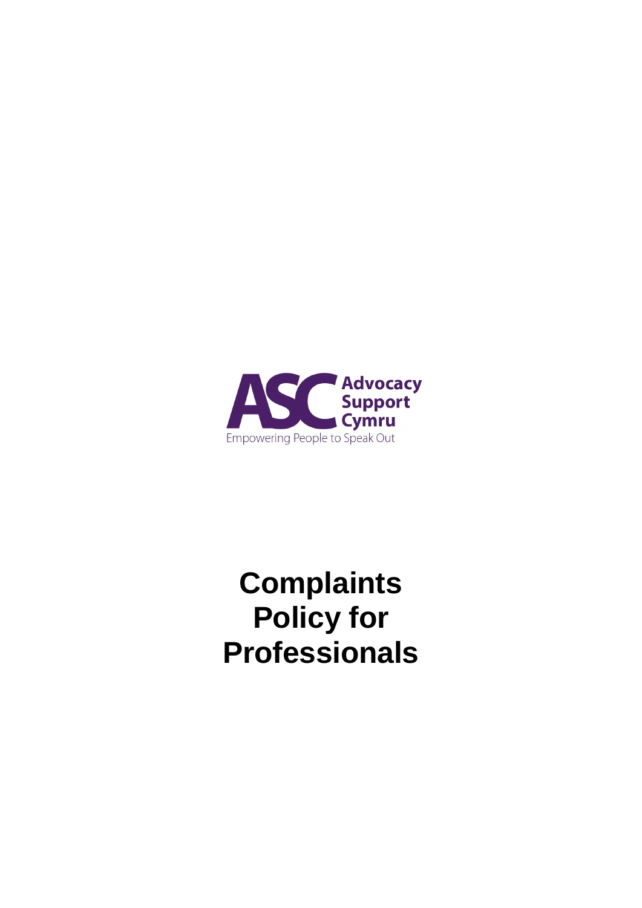ASC Advocacy Support Cymru

Empowering People to Speak Out

# Complaints Policy for Professionals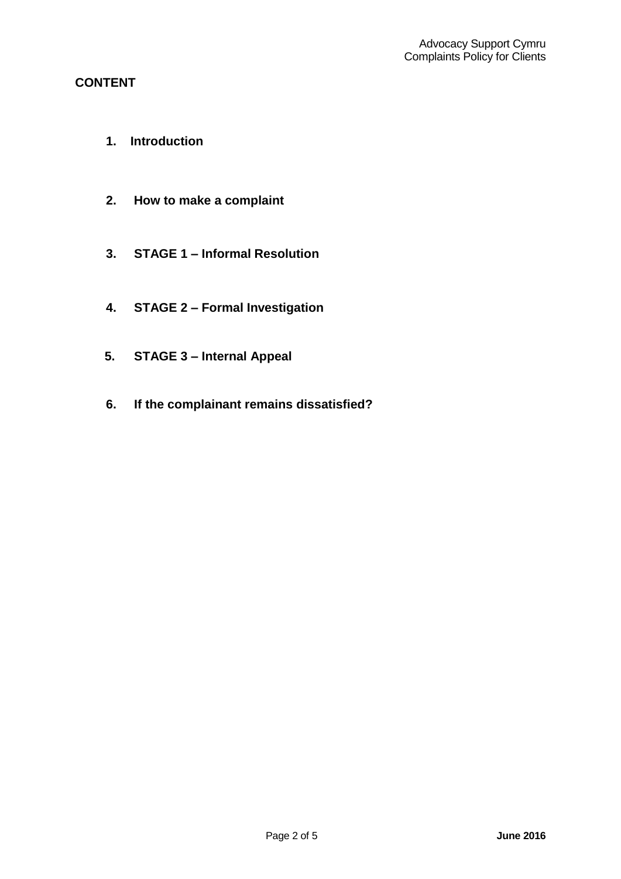## CONTENT

1. **Introduction**

2. **How to make a complaint**

3. **STAGE 1 – Informal Resolution**

4. **STAGE 2 – Formal Investigation**

5. **STAGE 3 – Internal Appeal**

6. **If the complainant remains dissatisfied?**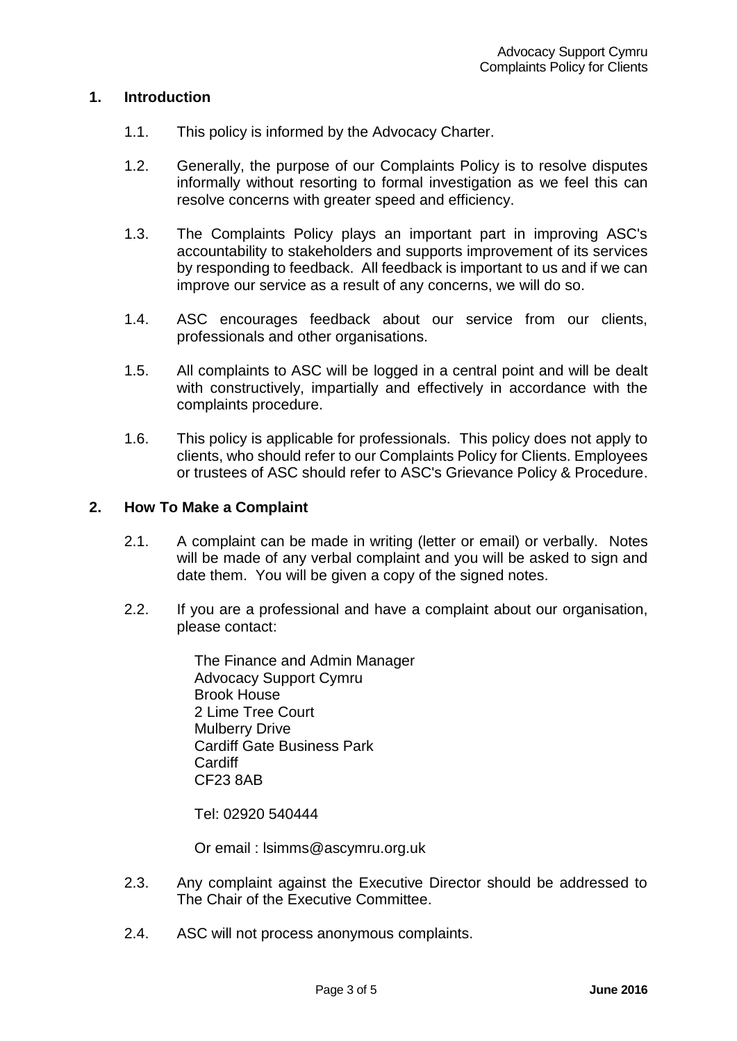## 1. Introduction

1.1. This policy is informed by the Advocacy Charter.

1.2. Generally, the purpose of our Complaints Policy is to resolve disputes informally without resorting to formal investigation as we feel this can resolve concerns with greater speed and efficiency.

1.3. The Complaints Policy plays an important part in improving ASC's accountability to stakeholders and supports improvement of its services by responding to feedback. All feedback is important to us and if we can improve our service as a result of any concerns, we will do so.

1.4. ASC encourages feedback about our service from our clients, professionals and other organisations.

1.5. All complaints to ASC will be logged in a central point and will be dealt with constructively, impartially and effectively in accordance with the complaints procedure.

1.6. This policy is applicable for professionals. This policy does not apply to clients, who should refer to our Complaints Policy for Clients. Employees or trustees of ASC should refer to ASC's Grievance Policy & Procedure.

## 2. How To Make a Complaint

2.1. A complaint can be made in writing (letter or email) or verbally. Notes will be made of any verbal complaint and you will be asked to sign and date them. You will be given a copy of the signed notes.

2.2. If you are a professional and have a complaint about our organisation, please contact:

The Finance and Admin Manager
Advocacy Support Cymru
Brook House
2 Lime Tree Court
Mulberry Drive
Cardiff Gate Business Park
Cardiff
CF23 8AB

Tel: 02920 540444

Or email : lsimms@ascymru.org.uk

2.3. Any complaint against the Executive Director should be addressed to The Chair of the Executive Committee.

2.4. ASC will not process anonymous complaints.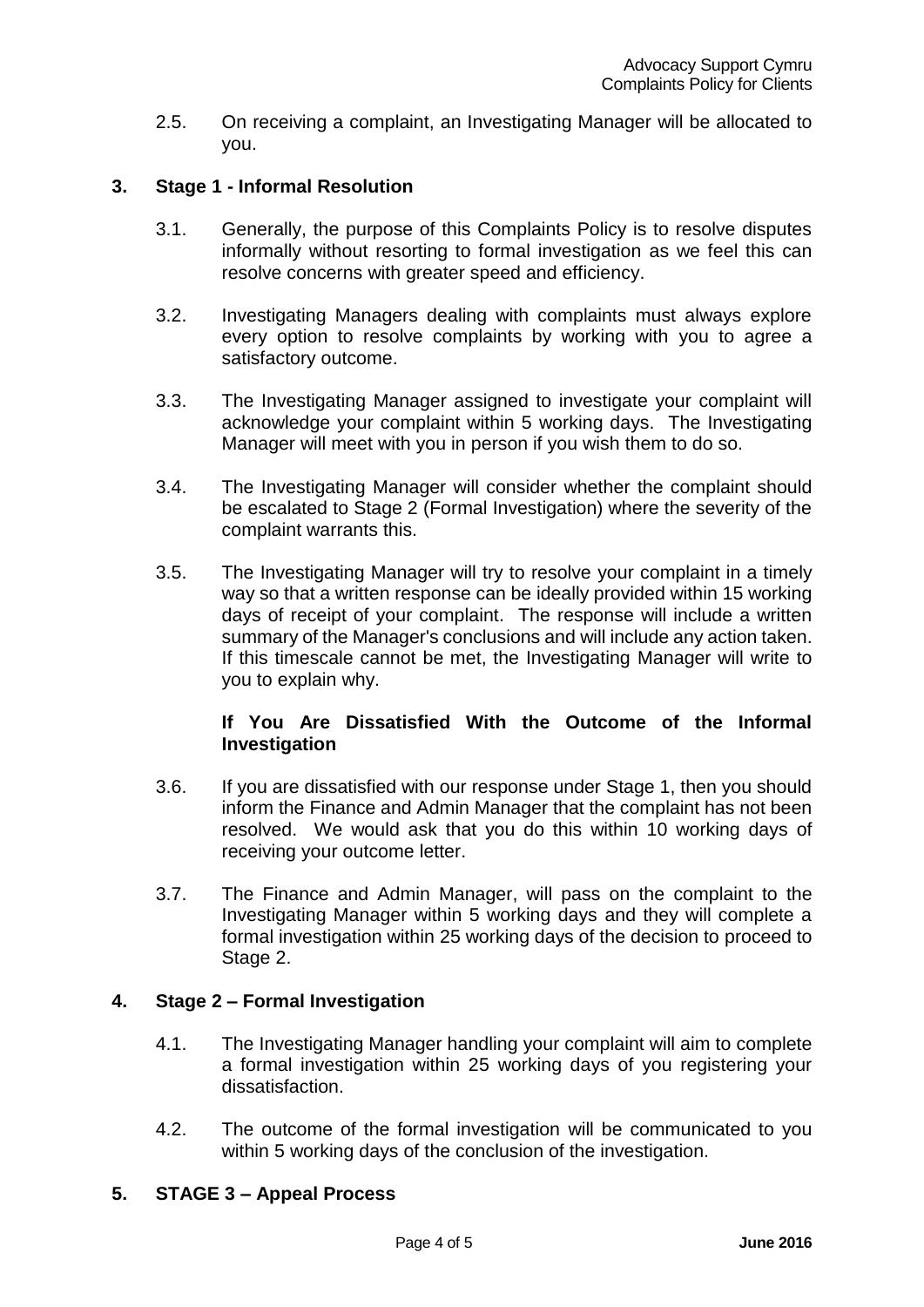2.5. On receiving a complaint, an Investigating Manager will be allocated to you.

## 3. Stage 1 - Informal Resolution

3.1. Generally, the purpose of this Complaints Policy is to resolve disputes informally without resorting to formal investigation as we feel this can resolve concerns with greater speed and efficiency.

3.2. Investigating Managers dealing with complaints must always explore every option to resolve complaints by working with you to agree a satisfactory outcome.

3.3. The Investigating Manager assigned to investigate your complaint will acknowledge your complaint within 5 working days. The Investigating Manager will meet with you in person if you wish them to do so.

3.4. The Investigating Manager will consider whether the complaint should be escalated to Stage 2 (Formal Investigation) where the severity of the complaint warrants this.

3.5. The Investigating Manager will try to resolve your complaint in a timely way so that a written response can be ideally provided within 15 working days of receipt of your complaint. The response will include a written summary of the Manager's conclusions and will include any action taken. If this timescale cannot be met, the Investigating Manager will write to you to explain why.

### If You Are Dissatisfied With the Outcome of the Informal Investigation

3.6. If you are dissatisfied with our response under Stage 1, then you should inform the Finance and Admin Manager that the complaint has not been resolved. We would ask that you do this within 10 working days of receiving your outcome letter.

3.7. The Finance and Admin Manager, will pass on the complaint to the Investigating Manager within 5 working days and they will complete a formal investigation within 25 working days of the decision to proceed to Stage 2.

## 4. Stage 2 – Formal Investigation

4.1. The Investigating Manager handling your complaint will aim to complete a formal investigation within 25 working days of you registering your dissatisfaction.

4.2. The outcome of the formal investigation will be communicated to you within 5 working days of the conclusion of the investigation.

## 5. STAGE 3 – Appeal Process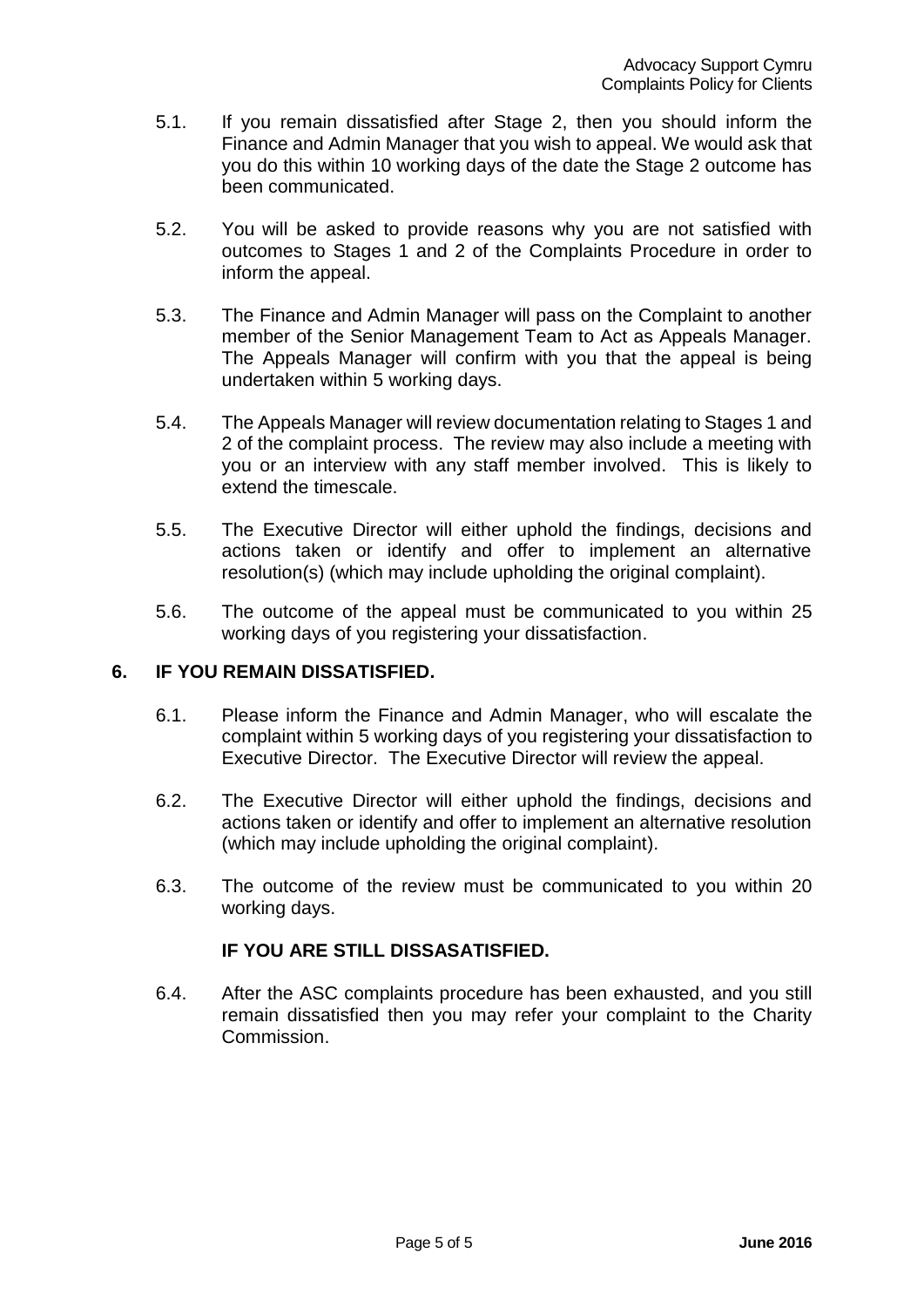5.1. If you remain dissatisfied after Stage 2, then you should inform the Finance and Admin Manager that you wish to appeal. We would ask that you do this within 10 working days of the date the Stage 2 outcome has been communicated.

5.2. You will be asked to provide reasons why you are not satisfied with outcomes to Stages 1 and 2 of the Complaints Procedure in order to inform the appeal.

5.3. The Finance and Admin Manager will pass on the Complaint to another member of the Senior Management Team to Act as Appeals Manager. The Appeals Manager will confirm with you that the appeal is being undertaken within 5 working days.

5.4. The Appeals Manager will review documentation relating to Stages 1 and 2 of the complaint process. The review may also include a meeting with you or an interview with any staff member involved. This is likely to extend the timescale.

5.5. The Executive Director will either uphold the findings, decisions and actions taken or identify and offer to implement an alternative resolution(s) (which may include upholding the original complaint).

5.6. The outcome of the appeal must be communicated to you within 25 working days of you registering your dissatisfaction.

## 6. IF YOU REMAIN DISSATISFIED.

6.1. Please inform the Finance and Admin Manager, who will escalate the complaint within 5 working days of you registering your dissatisfaction to Executive Director. The Executive Director will review the appeal.

6.2. The Executive Director will either uphold the findings, decisions and actions taken or identify and offer to implement an alternative resolution (which may include upholding the original complaint).

6.3. The outcome of the review must be communicated to you within 20 working days.

### IF YOU ARE STILL DISSASATISFIED.

6.4. After the ASC complaints procedure has been exhausted, and you still remain dissatisfied then you may refer your complaint to the Charity Commission.